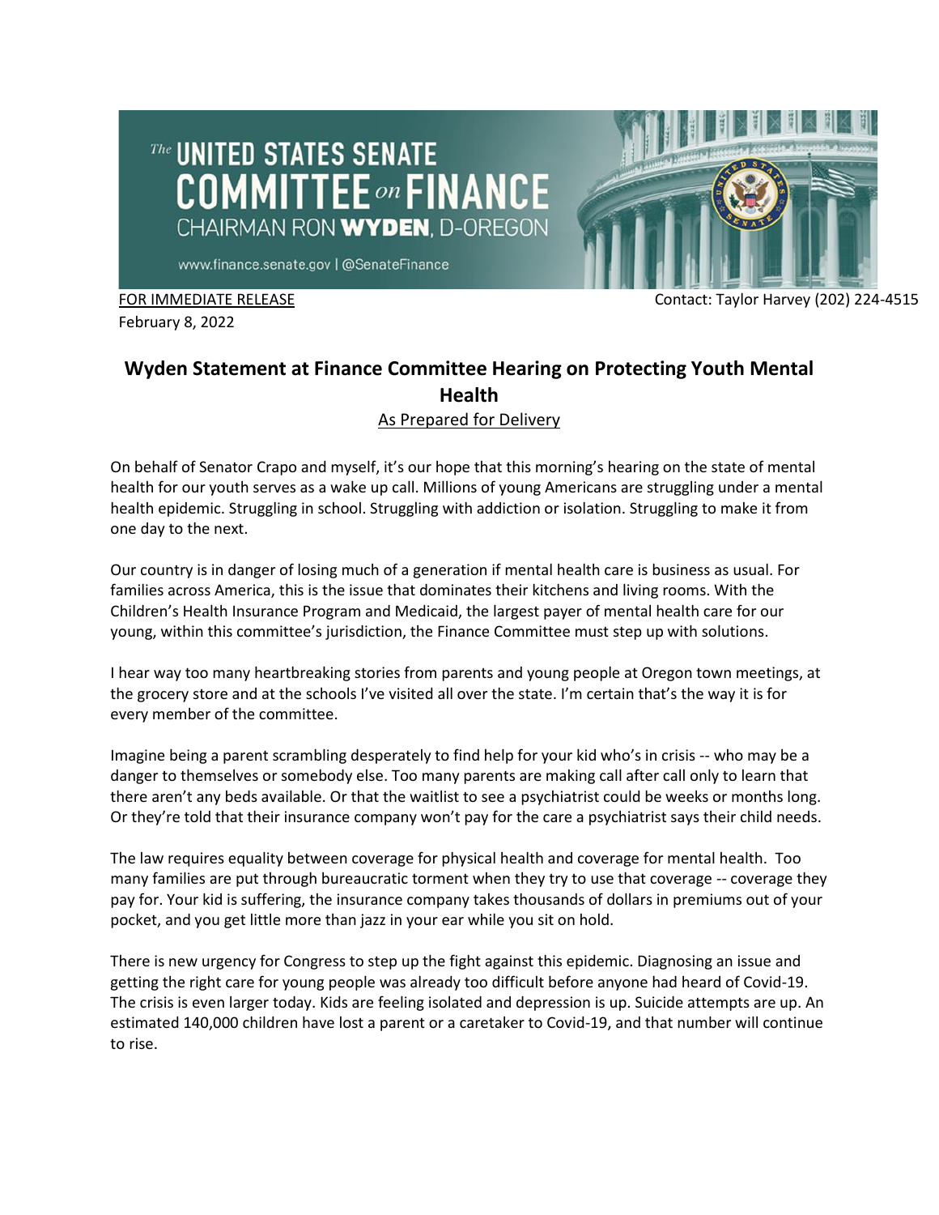The UNITED STATES SENATE
COMMITTEE on FINANCE
CHAIRMAN RON **WYDEN**, D-OREGON

www.finance.senate.gov | @SenateFinance

FOR IMMEDIATE RELEASE
February 8, 2022

Contact: Taylor Harvey (202) 224-4515

# Wyden Statement at Finance Committee Hearing on Protecting Youth Mental Health

As Prepared for Delivery

On behalf of Senator Crapo and myself, it's our hope that this morning's hearing on the state of mental health for our youth serves as a wake up call. Millions of young Americans are struggling under a mental health epidemic. Struggling in school. Struggling with addiction or isolation. Struggling to make it from one day to the next.

Our country is in danger of losing much of a generation if mental health care is business as usual. For families across America, this is the issue that dominates their kitchens and living rooms. With the Children's Health Insurance Program and Medicaid, the largest payer of mental health care for our young, within this committee's jurisdiction, the Finance Committee must step up with solutions.

I hear way too many heartbreaking stories from parents and young people at Oregon town meetings, at the grocery store and at the schools I've visited all over the state. I'm certain that's the way it is for every member of the committee.

Imagine being a parent scrambling desperately to find help for your kid who's in crisis -- who may be a danger to themselves or somebody else. Too many parents are making call after call only to learn that there aren't any beds available. Or that the waitlist to see a psychiatrist could be weeks or months long. Or they're told that their insurance company won't pay for the care a psychiatrist says their child needs.

The law requires equality between coverage for physical health and coverage for mental health. Too many families are put through bureaucratic torment when they try to use that coverage -- coverage they pay for. Your kid is suffering, the insurance company takes thousands of dollars in premiums out of your pocket, and you get little more than jazz in your ear while you sit on hold.

There is new urgency for Congress to step up the fight against this epidemic. Diagnosing an issue and getting the right care for young people was already too difficult before anyone had heard of Covid-19. The crisis is even larger today. Kids are feeling isolated and depression is up. Suicide attempts are up. An estimated 140,000 children have lost a parent or a caretaker to Covid-19, and that number will continue to rise.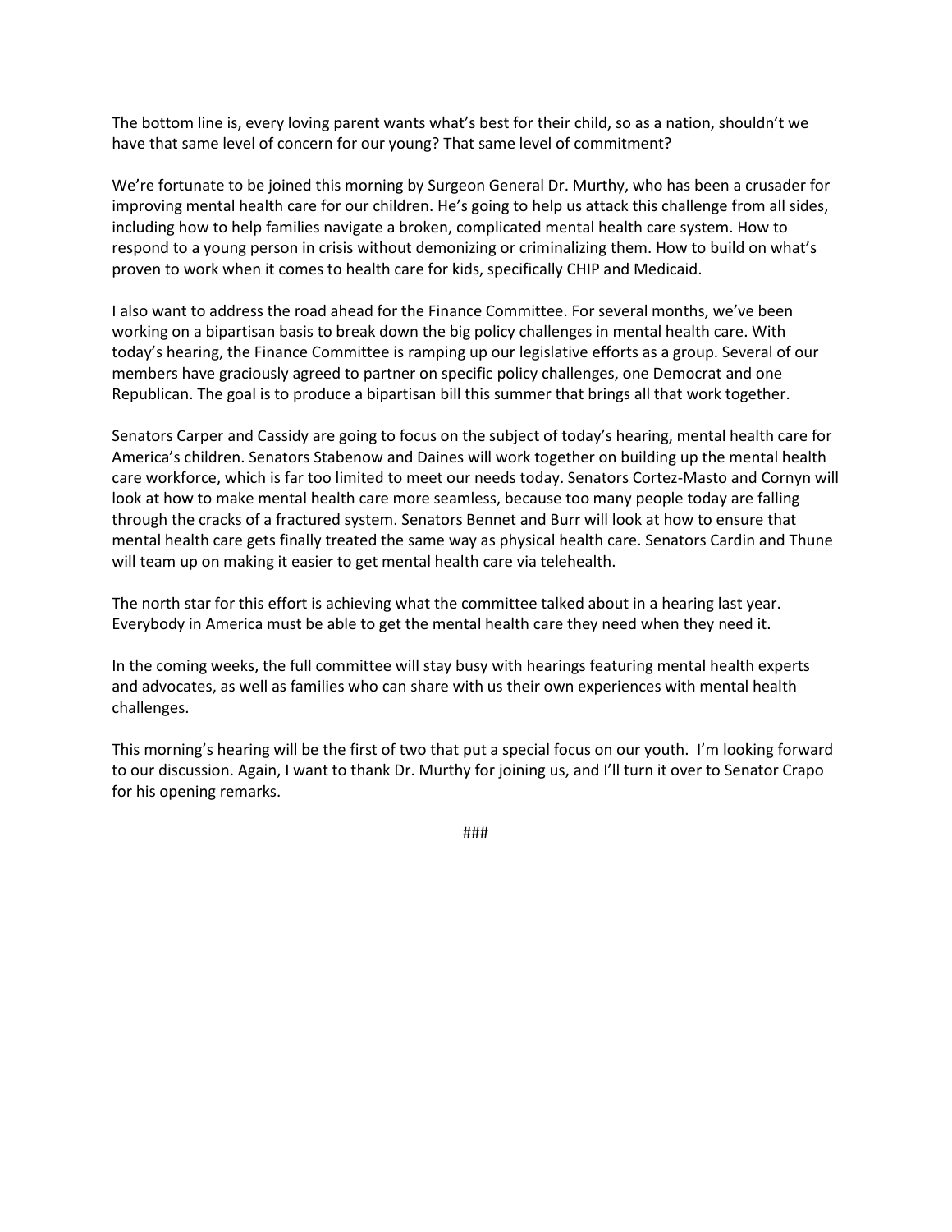The bottom line is, every loving parent wants what's best for their child, so as a nation, shouldn't we have that same level of concern for our young? That same level of commitment?

We're fortunate to be joined this morning by Surgeon General Dr. Murthy, who has been a crusader for improving mental health care for our children. He's going to help us attack this challenge from all sides, including how to help families navigate a broken, complicated mental health care system. How to respond to a young person in crisis without demonizing or criminalizing them. How to build on what's proven to work when it comes to health care for kids, specifically CHIP and Medicaid.

I also want to address the road ahead for the Finance Committee. For several months, we've been working on a bipartisan basis to break down the big policy challenges in mental health care. With today's hearing, the Finance Committee is ramping up our legislative efforts as a group. Several of our members have graciously agreed to partner on specific policy challenges, one Democrat and one Republican. The goal is to produce a bipartisan bill this summer that brings all that work together.

Senators Carper and Cassidy are going to focus on the subject of today's hearing, mental health care for America's children. Senators Stabenow and Daines will work together on building up the mental health care workforce, which is far too limited to meet our needs today. Senators Cortez-Masto and Cornyn will look at how to make mental health care more seamless, because too many people today are falling through the cracks of a fractured system. Senators Bennet and Burr will look at how to ensure that mental health care gets finally treated the same way as physical health care. Senators Cardin and Thune will team up on making it easier to get mental health care via telehealth.

The north star for this effort is achieving what the committee talked about in a hearing last year. Everybody in America must be able to get the mental health care they need when they need it.

In the coming weeks, the full committee will stay busy with hearings featuring mental health experts and advocates, as well as families who can share with us their own experiences with mental health challenges.

This morning's hearing will be the first of two that put a special focus on our youth. I'm looking forward to our discussion. Again, I want to thank Dr. Murthy for joining us, and I'll turn it over to Senator Crapo for his opening remarks.

###